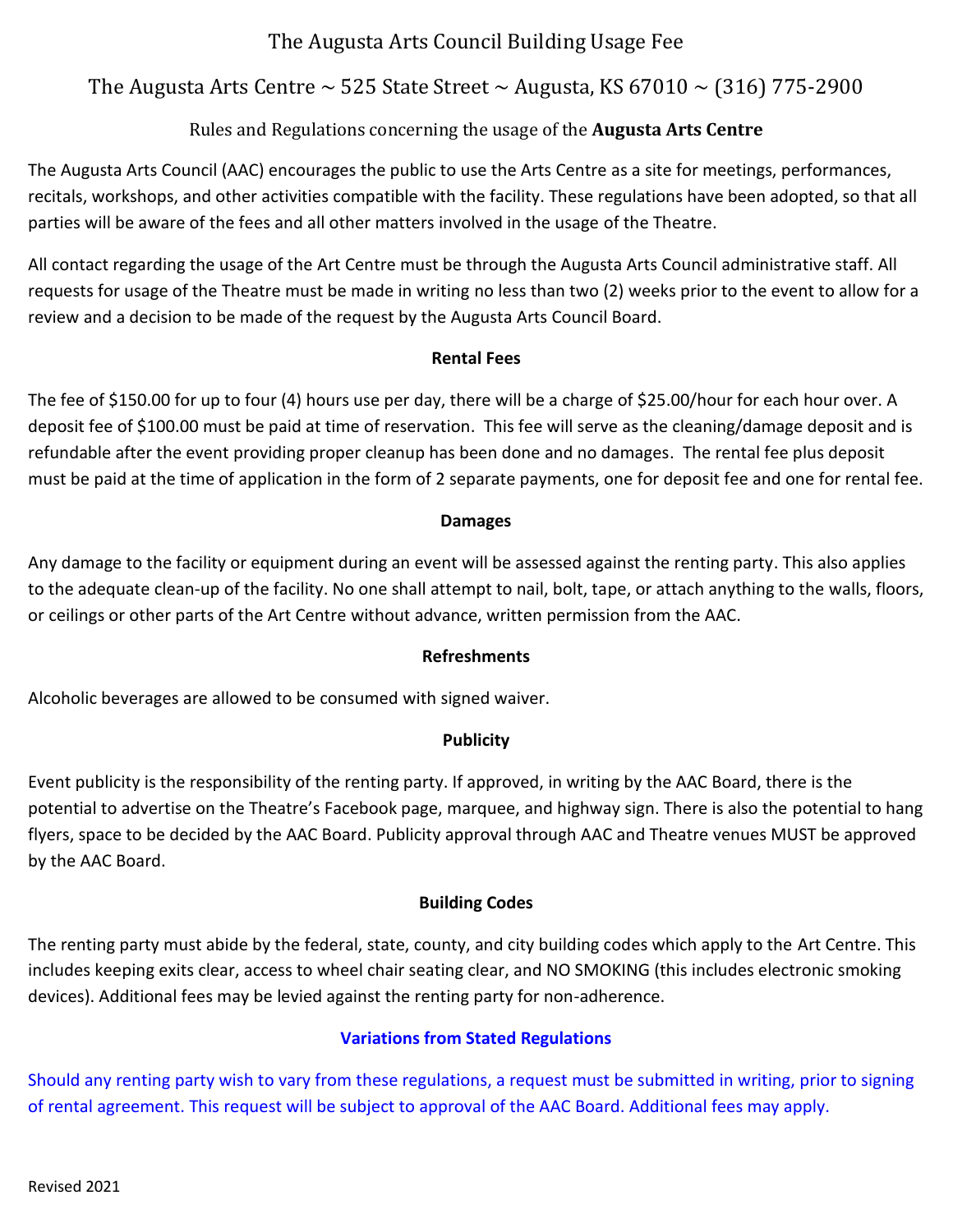# The Augusta Arts Council Building Usage Fee

## The Augusta Arts Centre ~ 525 State Street ~ Augusta, KS 67010 ~ (316) 775-2900

### Rules and Regulations concerning the usage of the **Augusta Arts Centre**

The Augusta Arts Council (AAC) encourages the public to use the Arts Centre as a site for meetings, performances, recitals, workshops, and other activities compatible with the facility. These regulations have been adopted, so that all parties will be aware of the fees and all other matters involved in the usage of the Theatre.

All contact regarding the usage of the Art Centre must be through the Augusta Arts Council administrative staff. All requests for usage of the Theatre must be made in writing no less than two (2) weeks prior to the event to allow for a review and a decision to be made of the request by the Augusta Arts Council Board.

**Rental Fees**

The fee of $150.00 for up to four (4) hours use per day, there will be a charge of $25.00/hour for each hour over. A deposit fee of $100.00 must be paid at time of reservation. This fee will serve as the cleaning/damage deposit and is refundable after the event providing proper cleanup has been done and no damages. The rental fee plus deposit must be paid at the time of application in the form of 2 separate payments, one for deposit fee and one for rental fee.

**Damages**

Any damage to the facility or equipment during an event will be assessed against the renting party. This also applies to the adequate clean-up of the facility. No one shall attempt to nail, bolt, tape, or attach anything to the walls, floors, or ceilings or other parts of the Art Centre without advance, written permission from the AAC.

**Refreshments**

Alcoholic beverages are allowed to be consumed with signed waiver.

**Publicity**

Event publicity is the responsibility of the renting party. If approved, in writing by the AAC Board, there is the potential to advertise on the Theatre's Facebook page, marquee, and highway sign. There is also the potential to hang flyers, space to be decided by the AAC Board. Publicity approval through AAC and Theatre venues MUST be approved by the AAC Board.

**Building Codes**

The renting party must abide by the federal, state, county, and city building codes which apply to the Art Centre. This includes keeping exits clear, access to wheel chair seating clear, and NO SMOKING (this includes electronic smoking devices). Additional fees may be levied against the renting party for non-adherence.

**Variations from Stated Regulations**

Should any renting party wish to vary from these regulations, a request must be submitted in writing, prior to signing of rental agreement. This request will be subject to approval of the AAC Board. Additional fees may apply.

Revised 2021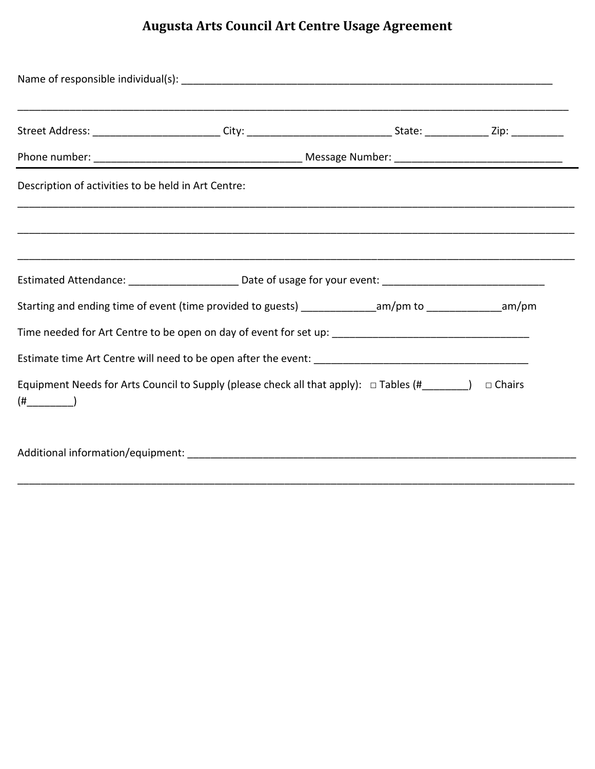# Augusta Arts Council Art Centre Usage Agreement

Name of responsible individual(s): ___________________________________________________________________

____________________________________________________________________________________________________

Street Address: _____________________ City: ________________________ State: ___________ Zip: _________

Phone number: ___________________________________ Message Number: ____________________________

---

Description of activities to be held in Art Centre:

____________________________________________________________________________________________________

____________________________________________________________________________________________________

____________________________________________________________________________________________________

Estimated Attendance: ___________________ Date of usage for your event: ___________________________

Starting and ending time of event (time provided to guests) _____________am/pm to _____________am/pm

Time needed for Art Centre to be open on day of event for set up: _________________________________

Estimate time Art Centre will need to be open after the event: ____________________________________

Equipment Needs for Arts Council to Supply (please check all that apply): □ Tables (#________) □ Chairs (#________)

Additional information/equipment: ____________________________________________________________________

____________________________________________________________________________________________________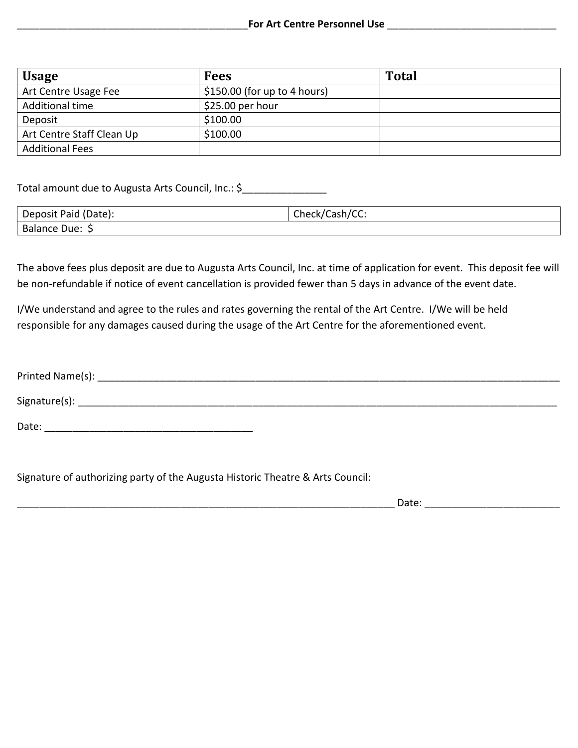___________________________________________For Art Centre Personnel Use _______________________________

| Usage | Fees | Total |
| --- | --- | --- |
| Art Centre Usage Fee | $150.00 (for up to 4 hours) | |
| Additional time | $25.00 per hour | |
| Deposit | $100.00 | |
| Art Centre Staff Clean Up | $100.00 | |
| Additional Fees | | |

Total amount due to Augusta Arts Council, Inc.: $_______________

| Deposit Paid (Date): | Check/Cash/CC: |
| --- | --- |
| Balance Due: $ | |

The above fees plus deposit are due to Augusta Arts Council, Inc. at time of application for event. This deposit fee will be non-refundable if notice of event cancellation is provided fewer than 5 days in advance of the event date.

I/We understand and agree to the rules and rates governing the rental of the Art Centre. I/We will be held responsible for any damages caused during the usage of the Art Centre for the aforementioned event.

Printed Name(s): ___________________________________________________________________________________

Signature(s): ______________________________________________________________________________________

Date: ______________________________________

Signature of authorizing party of the Augusta Historic Theatre & Arts Council:

______________________________________________________________________ Date: ________________________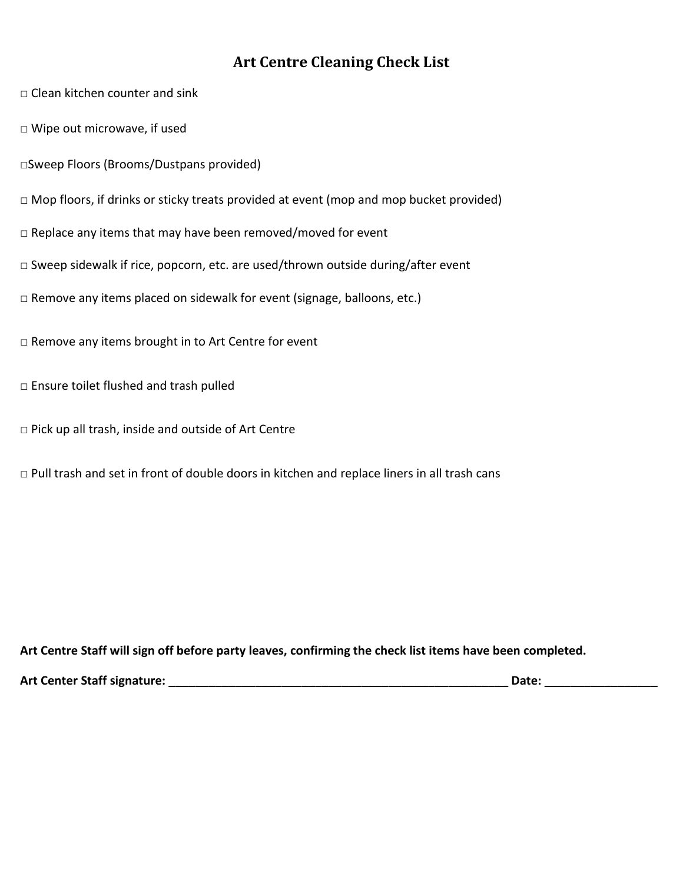# Art Centre Cleaning Check List

□ Clean kitchen counter and sink

□ Wipe out microwave, if used

□Sweep Floors (Brooms/Dustpans provided)

□ Mop floors, if drinks or sticky treats provided at event (mop and mop bucket provided)

□ Replace any items that may have been removed/moved for event

□ Sweep sidewalk if rice, popcorn, etc. are used/thrown outside during/after event

□ Remove any items placed on sidewalk for event (signage, balloons, etc.)

□ Remove any items brought in to Art Centre for event

□ Ensure toilet flushed and trash pulled

□ Pick up all trash, inside and outside of Art Centre

□ Pull trash and set in front of double doors in kitchen and replace liners in all trash cans

**Art Centre Staff will sign off before party leaves, confirming the check list items have been completed.**

**Art Center Staff signature: ______________________________________________________ Date: _________________**